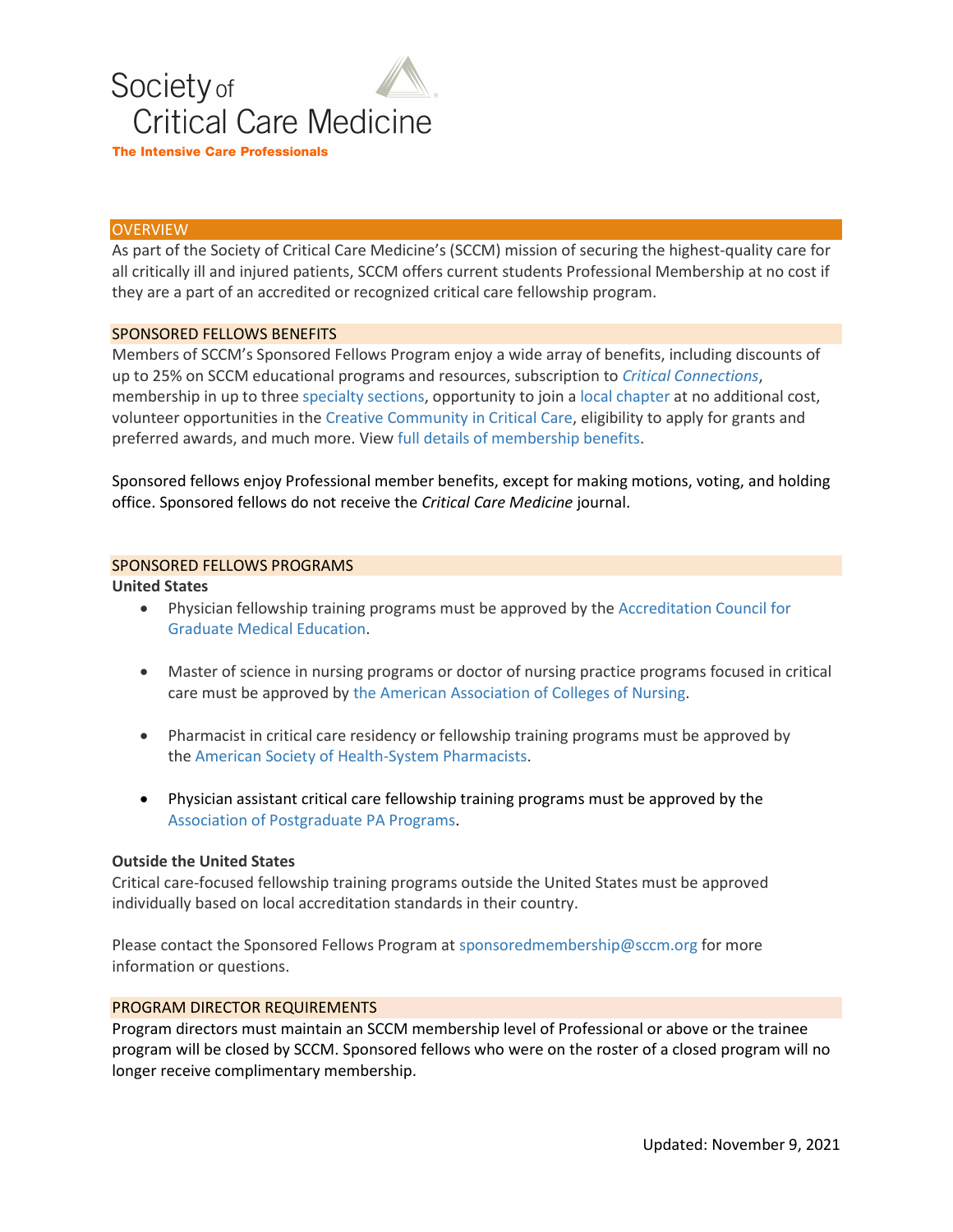Society of Critical Care Medicine

**The Intensive Care Professionals**

## OVERVIEW

As part of the Society of Critical Care Medicine's (SCCM) mission of securing the highest-quality care for all critically ill and injured patients, SCCM offers current students Professional Membership at no cost if they are a part of an accredited or recognized critical care fellowship program.

## SPONSORED FELLOWS BENEFITS

Members of SCCM's Sponsored Fellows Program enjoy a wide array of benefits, including discounts of up to 25% on SCCM educational programs and resources, subscription to *Critical Connections*, membership in up to three specialty sections, opportunity to join a local chapter at no additional cost, volunteer opportunities in the Creative Community in Critical Care, eligibility to apply for grants and preferred awards, and much more. View full details of membership benefits.

Sponsored fellows enjoy Professional member benefits, except for making motions, voting, and holding office. Sponsored fellows do not receive the *Critical Care Medicine* journal.

## SPONSORED FELLOWS PROGRAMS

**United States**

- Physician fellowship training programs must be approved by the Accreditation Council for Graduate Medical Education.
- Master of science in nursing programs or doctor of nursing practice programs focused in critical care must be approved by the American Association of Colleges of Nursing.
- Pharmacist in critical care residency or fellowship training programs must be approved by the American Society of Health-System Pharmacists.
- Physician assistant critical care fellowship training programs must be approved by the Association of Postgraduate PA Programs.

**Outside the United States**

Critical care-focused fellowship training programs outside the United States must be approved individually based on local accreditation standards in their country.

Please contact the Sponsored Fellows Program at sponsoredmembership@sccm.org for more information or questions.

## PROGRAM DIRECTOR REQUIREMENTS

Program directors must maintain an SCCM membership level of Professional or above or the trainee program will be closed by SCCM. Sponsored fellows who were on the roster of a closed program will no longer receive complimentary membership.

Updated: November 9, 2021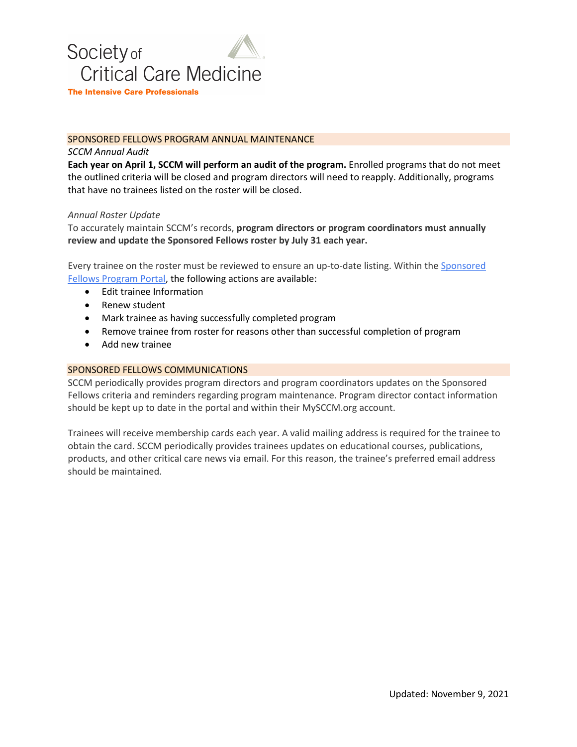Society of Critical Care Medicine
The Intensive Care Professionals

## SPONSORED FELLOWS PROGRAM ANNUAL MAINTENANCE

*SCCM Annual Audit*

**Each year on April 1, SCCM will perform an audit of the program.** Enrolled programs that do not meet the outlined criteria will be closed and program directors will need to reapply. Additionally, programs that have no trainees listed on the roster will be closed.

*Annual Roster Update*

To accurately maintain SCCM's records, **program directors or program coordinators must annually review and update the Sponsored Fellows roster by July 31 each year.**

Every trainee on the roster must be reviewed to ensure an up-to-date listing. Within the Sponsored Fellows Program Portal, the following actions are available:

- Edit trainee Information
- Renew student
- Mark trainee as having successfully completed program
- Remove trainee from roster for reasons other than successful completion of program
- Add new trainee

## SPONSORED FELLOWS COMMUNICATIONS

SCCM periodically provides program directors and program coordinators updates on the Sponsored Fellows criteria and reminders regarding program maintenance. Program director contact information should be kept up to date in the portal and within their MySCCM.org account.

Trainees will receive membership cards each year. A valid mailing address is required for the trainee to obtain the card. SCCM periodically provides trainees updates on educational courses, publications, products, and other critical care news via email. For this reason, the trainee's preferred email address should be maintained.

Updated: November 9, 2021